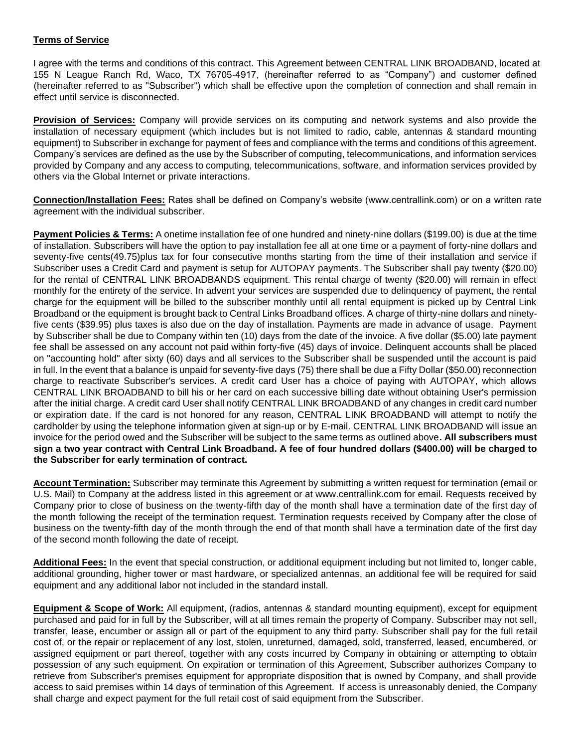**Terms of Service**

I agree with the terms and conditions of this contract. This Agreement between CENTRAL LINK BROADBAND, located at 155 N League Ranch Rd, Waco, TX 76705-4917, (hereinafter referred to as "Company") and customer defined (hereinafter referred to as "Subscriber") which shall be effective upon the completion of connection and shall remain in effect until service is disconnected.

**Provision of Services:** Company will provide services on its computing and network systems and also provide the installation of necessary equipment (which includes but is not limited to radio, cable, antennas & standard mounting equipment) to Subscriber in exchange for payment of fees and compliance with the terms and conditions of this agreement. Company's services are defined as the use by the Subscriber of computing, telecommunications, and information services provided by Company and any access to computing, telecommunications, software, and information services provided by others via the Global Internet or private interactions.

**Connection/Installation Fees:** Rates shall be defined on Company's website (www.centrallink.com) or on a written rate agreement with the individual subscriber.

**Payment Policies & Terms:** A onetime installation fee of one hundred and ninety-nine dollars ($199.00) is due at the time of installation. Subscribers will have the option to pay installation fee all at one time or a payment of forty-nine dollars and seventy-five cents(49.75)plus tax for four consecutive months starting from the time of their installation and service if Subscriber uses a Credit Card and payment is setup for AUTOPAY payments. The Subscriber shall pay twenty ($20.00) for the rental of CENTRAL LINK BROADBANDS equipment. This rental charge of twenty ($20.00) will remain in effect monthly for the entirety of the service. In advent your services are suspended due to delinquency of payment, the rental charge for the equipment will be billed to the subscriber monthly until all rental equipment is picked up by Central Link Broadband or the equipment is brought back to Central Links Broadband offices. A charge of thirty-nine dollars and ninety-five cents ($39.95) plus taxes is also due on the day of installation. Payments are made in advance of usage. Payment by Subscriber shall be due to Company within ten (10) days from the date of the invoice. A five dollar ($5.00) late payment fee shall be assessed on any account not paid within forty-five (45) days of invoice. Delinquent accounts shall be placed on "accounting hold" after sixty (60) days and all services to the Subscriber shall be suspended until the account is paid in full. In the event that a balance is unpaid for seventy-five days (75) there shall be due a Fifty Dollar ($50.00) reconnection charge to reactivate Subscriber's services. A credit card User has a choice of paying with AUTOPAY, which allows CENTRAL LINK BROADBAND to bill his or her card on each successive billing date without obtaining User's permission after the initial charge. A credit card User shall notify CENTRAL LINK BROADBAND of any changes in credit card number or expiration date. If the card is not honored for any reason, CENTRAL LINK BROADBAND will attempt to notify the cardholder by using the telephone information given at sign-up or by E-mail. CENTRAL LINK BROADBAND will issue an invoice for the period owed and the Subscriber will be subject to the same terms as outlined above**. All subscribers must sign a two year contract with Central Link Broadband. A fee of four hundred dollars ($400.00) will be charged to the Subscriber for early termination of contract.**

**Account Termination:** Subscriber may terminate this Agreement by submitting a written request for termination (email or U.S. Mail) to Company at the address listed in this agreement or at www.centrallink.com for email. Requests received by Company prior to close of business on the twenty-fifth day of the month shall have a termination date of the first day of the month following the receipt of the termination request. Termination requests received by Company after the close of business on the twenty-fifth day of the month through the end of that month shall have a termination date of the first day of the second month following the date of receipt.

**Additional Fees:** In the event that special construction, or additional equipment including but not limited to, longer cable, additional grounding, higher tower or mast hardware, or specialized antennas, an additional fee will be required for said equipment and any additional labor not included in the standard install.

**Equipment & Scope of Work:** All equipment, (radios, antennas & standard mounting equipment), except for equipment purchased and paid for in full by the Subscriber, will at all times remain the property of Company. Subscriber may not sell, transfer, lease, encumber or assign all or part of the equipment to any third party. Subscriber shall pay for the full retail cost of, or the repair or replacement of any lost, stolen, unreturned, damaged, sold, transferred, leased, encumbered, or assigned equipment or part thereof, together with any costs incurred by Company in obtaining or attempting to obtain possession of any such equipment. On expiration or termination of this Agreement, Subscriber authorizes Company to retrieve from Subscriber's premises equipment for appropriate disposition that is owned by Company, and shall provide access to said premises within 14 days of termination of this Agreement. If access is unreasonably denied, the Company shall charge and expect payment for the full retail cost of said equipment from the Subscriber.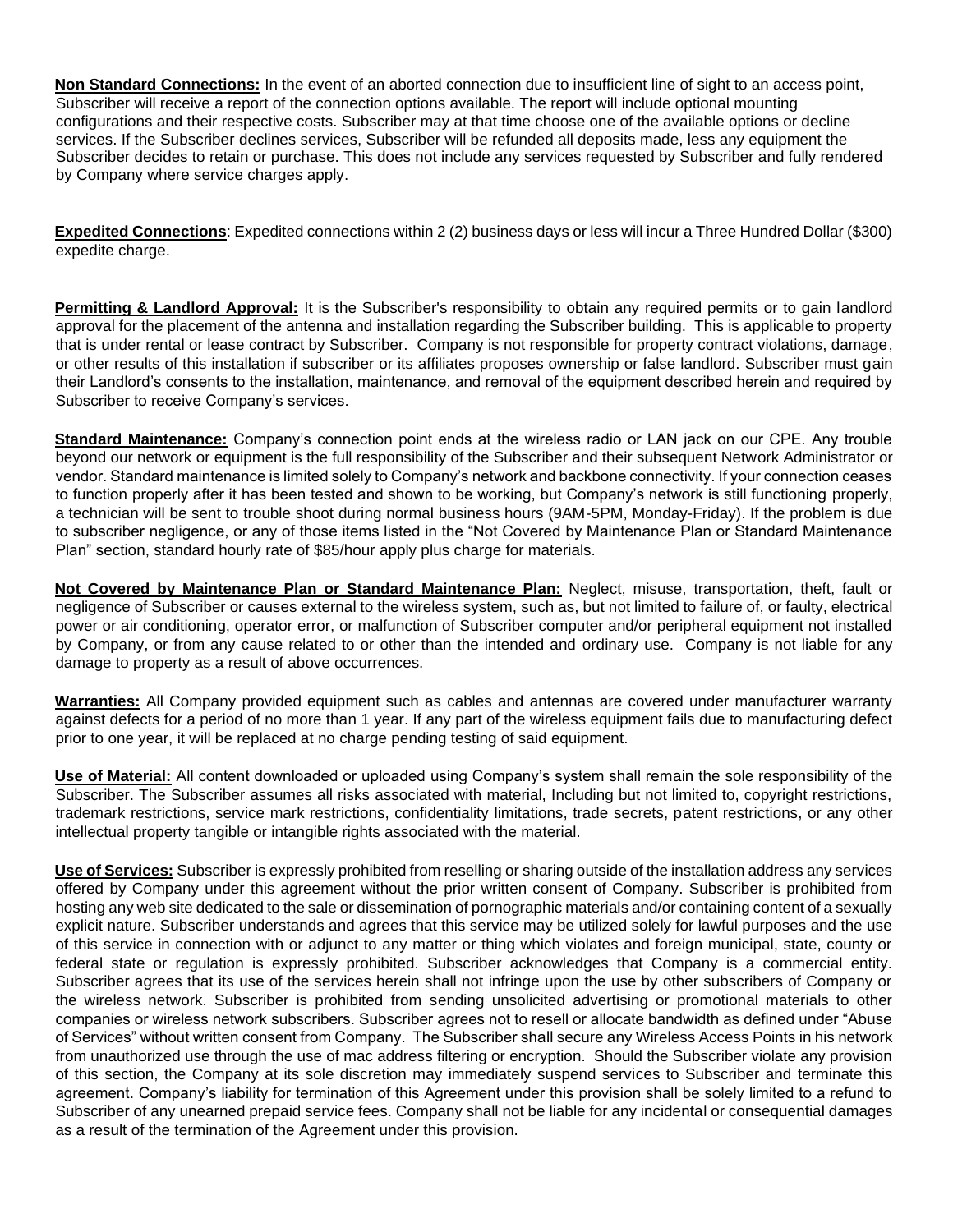**Non Standard Connections:** In the event of an aborted connection due to insufficient line of sight to an access point, Subscriber will receive a report of the connection options available. The report will include optional mounting configurations and their respective costs. Subscriber may at that time choose one of the available options or decline services. If the Subscriber declines services, Subscriber will be refunded all deposits made, less any equipment the Subscriber decides to retain or purchase. This does not include any services requested by Subscriber and fully rendered by Company where service charges apply.

**Expedited Connections**: Expedited connections within 2 (2) business days or less will incur a Three Hundred Dollar ($300) expedite charge.

**Permitting & Landlord Approval:** It is the Subscriber's responsibility to obtain any required permits or to gain landlord approval for the placement of the antenna and installation regarding the Subscriber building. This is applicable to property that is under rental or lease contract by Subscriber. Company is not responsible for property contract violations, damage, or other results of this installation if subscriber or its affiliates proposes ownership or false landlord. Subscriber must gain their Landlord's consents to the installation, maintenance, and removal of the equipment described herein and required by Subscriber to receive Company's services.

**Standard Maintenance:** Company's connection point ends at the wireless radio or LAN jack on our CPE. Any trouble beyond our network or equipment is the full responsibility of the Subscriber and their subsequent Network Administrator or vendor. Standard maintenance is limited solely to Company's network and backbone connectivity. If your connection ceases to function properly after it has been tested and shown to be working, but Company's network is still functioning properly, a technician will be sent to trouble shoot during normal business hours (9AM-5PM, Monday-Friday). If the problem is due to subscriber negligence, or any of those items listed in the "Not Covered by Maintenance Plan or Standard Maintenance Plan" section, standard hourly rate of $85/hour apply plus charge for materials.

**Not Covered by Maintenance Plan or Standard Maintenance Plan:** Neglect, misuse, transportation, theft, fault or negligence of Subscriber or causes external to the wireless system, such as, but not limited to failure of, or faulty, electrical power or air conditioning, operator error, or malfunction of Subscriber computer and/or peripheral equipment not installed by Company, or from any cause related to or other than the intended and ordinary use. Company is not liable for any damage to property as a result of above occurrences.

**Warranties:** All Company provided equipment such as cables and antennas are covered under manufacturer warranty against defects for a period of no more than 1 year. If any part of the wireless equipment fails due to manufacturing defect prior to one year, it will be replaced at no charge pending testing of said equipment.

**Use of Material:** All content downloaded or uploaded using Company's system shall remain the sole responsibility of the Subscriber. The Subscriber assumes all risks associated with material, Including but not limited to, copyright restrictions, trademark restrictions, service mark restrictions, confidentiality limitations, trade secrets, patent restrictions, or any other intellectual property tangible or intangible rights associated with the material.

**Use of Services:** Subscriber is expressly prohibited from reselling or sharing outside of the installation address any services offered by Company under this agreement without the prior written consent of Company. Subscriber is prohibited from hosting any web site dedicated to the sale or dissemination of pornographic materials and/or containing content of a sexually explicit nature. Subscriber understands and agrees that this service may be utilized solely for lawful purposes and the use of this service in connection with or adjunct to any matter or thing which violates and foreign municipal, state, county or federal state or regulation is expressly prohibited. Subscriber acknowledges that Company is a commercial entity. Subscriber agrees that its use of the services herein shall not infringe upon the use by other subscribers of Company or the wireless network. Subscriber is prohibited from sending unsolicited advertising or promotional materials to other companies or wireless network subscribers. Subscriber agrees not to resell or allocate bandwidth as defined under "Abuse of Services" without written consent from Company. The Subscriber shall secure any Wireless Access Points in his network from unauthorized use through the use of mac address filtering or encryption. Should the Subscriber violate any provision of this section, the Company at its sole discretion may immediately suspend services to Subscriber and terminate this agreement. Company's liability for termination of this Agreement under this provision shall be solely limited to a refund to Subscriber of any unearned prepaid service fees. Company shall not be liable for any incidental or consequential damages as a result of the termination of the Agreement under this provision.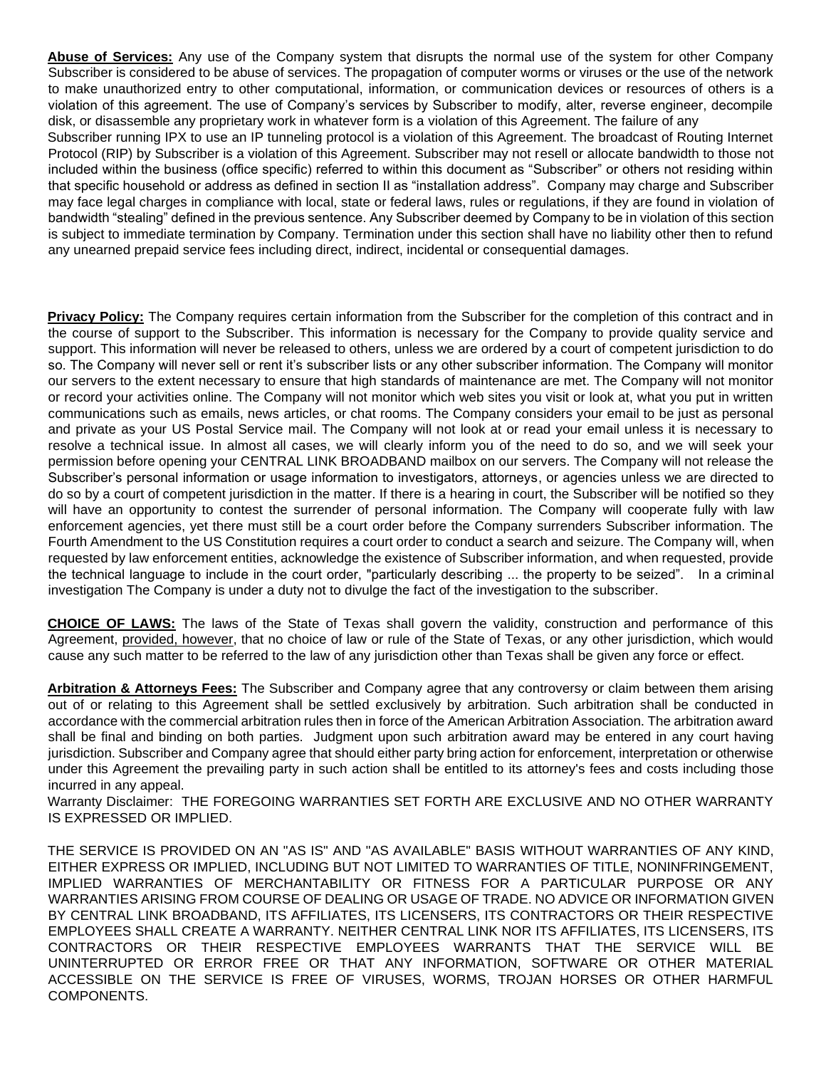**Abuse of Services:** Any use of the Company system that disrupts the normal use of the system for other Company Subscriber is considered to be abuse of services. The propagation of computer worms or viruses or the use of the network to make unauthorized entry to other computational, information, or communication devices or resources of others is a violation of this agreement. The use of Company's services by Subscriber to modify, alter, reverse engineer, decompile disk, or disassemble any proprietary work in whatever form is a violation of this Agreement. The failure of any Subscriber running IPX to use an IP tunneling protocol is a violation of this Agreement. The broadcast of Routing Internet Protocol (RIP) by Subscriber is a violation of this Agreement. Subscriber may not resell or allocate bandwidth to those not included within the business (office specific) referred to within this document as "Subscriber" or others not residing within that specific household or address as defined in section II as "installation address". Company may charge and Subscriber may face legal charges in compliance with local, state or federal laws, rules or regulations, if they are found in violation of bandwidth "stealing" defined in the previous sentence. Any Subscriber deemed by Company to be in violation of this section is subject to immediate termination by Company. Termination under this section shall have no liability other then to refund any unearned prepaid service fees including direct, indirect, incidental or consequential damages.

**Privacy Policy:** The Company requires certain information from the Subscriber for the completion of this contract and in the course of support to the Subscriber. This information is necessary for the Company to provide quality service and support. This information will never be released to others, unless we are ordered by a court of competent jurisdiction to do so. The Company will never sell or rent it's subscriber lists or any other subscriber information. The Company will monitor our servers to the extent necessary to ensure that high standards of maintenance are met. The Company will not monitor or record your activities online. The Company will not monitor which web sites you visit or look at, what you put in written communications such as emails, news articles, or chat rooms. The Company considers your email to be just as personal and private as your US Postal Service mail. The Company will not look at or read your email unless it is necessary to resolve a technical issue. In almost all cases, we will clearly inform you of the need to do so, and we will seek your permission before opening your CENTRAL LINK BROADBAND mailbox on our servers. The Company will not release the Subscriber's personal information or usage information to investigators, attorneys, or agencies unless we are directed to do so by a court of competent jurisdiction in the matter. If there is a hearing in court, the Subscriber will be notified so they will have an opportunity to contest the surrender of personal information. The Company will cooperate fully with law enforcement agencies, yet there must still be a court order before the Company surrenders Subscriber information. The Fourth Amendment to the US Constitution requires a court order to conduct a search and seizure. The Company will, when requested by law enforcement entities, acknowledge the existence of Subscriber information, and when requested, provide the technical language to include in the court order, "particularly describing ... the property to be seized". In a criminal investigation The Company is under a duty not to divulge the fact of the investigation to the subscriber.

**CHOICE OF LAWS:** The laws of the State of Texas shall govern the validity, construction and performance of this Agreement, provided, however, that no choice of law or rule of the State of Texas, or any other jurisdiction, which would cause any such matter to be referred to the law of any jurisdiction other than Texas shall be given any force or effect.

**Arbitration & Attorneys Fees:** The Subscriber and Company agree that any controversy or claim between them arising out of or relating to this Agreement shall be settled exclusively by arbitration. Such arbitration shall be conducted in accordance with the commercial arbitration rules then in force of the American Arbitration Association. The arbitration award shall be final and binding on both parties. Judgment upon such arbitration award may be entered in any court having jurisdiction. Subscriber and Company agree that should either party bring action for enforcement, interpretation or otherwise under this Agreement the prevailing party in such action shall be entitled to its attorney's fees and costs including those incurred in any appeal.

Warranty Disclaimer: THE FOREGOING WARRANTIES SET FORTH ARE EXCLUSIVE AND NO OTHER WARRANTY IS EXPRESSED OR IMPLIED.

THE SERVICE IS PROVIDED ON AN "AS IS" AND "AS AVAILABLE" BASIS WITHOUT WARRANTIES OF ANY KIND, EITHER EXPRESS OR IMPLIED, INCLUDING BUT NOT LIMITED TO WARRANTIES OF TITLE, NONINFRINGEMENT, IMPLIED WARRANTIES OF MERCHANTABILITY OR FITNESS FOR A PARTICULAR PURPOSE OR ANY WARRANTIES ARISING FROM COURSE OF DEALING OR USAGE OF TRADE. NO ADVICE OR INFORMATION GIVEN BY CENTRAL LINK BROADBAND, ITS AFFILIATES, ITS LICENSERS, ITS CONTRACTORS OR THEIR RESPECTIVE EMPLOYEES SHALL CREATE A WARRANTY. NEITHER CENTRAL LINK NOR ITS AFFILIATES, ITS LICENSERS, ITS CONTRACTORS OR THEIR RESPECTIVE EMPLOYEES WARRANTS THAT THE SERVICE WILL BE UNINTERRUPTED OR ERROR FREE OR THAT ANY INFORMATION, SOFTWARE OR OTHER MATERIAL ACCESSIBLE ON THE SERVICE IS FREE OF VIRUSES, WORMS, TROJAN HORSES OR OTHER HARMFUL COMPONENTS.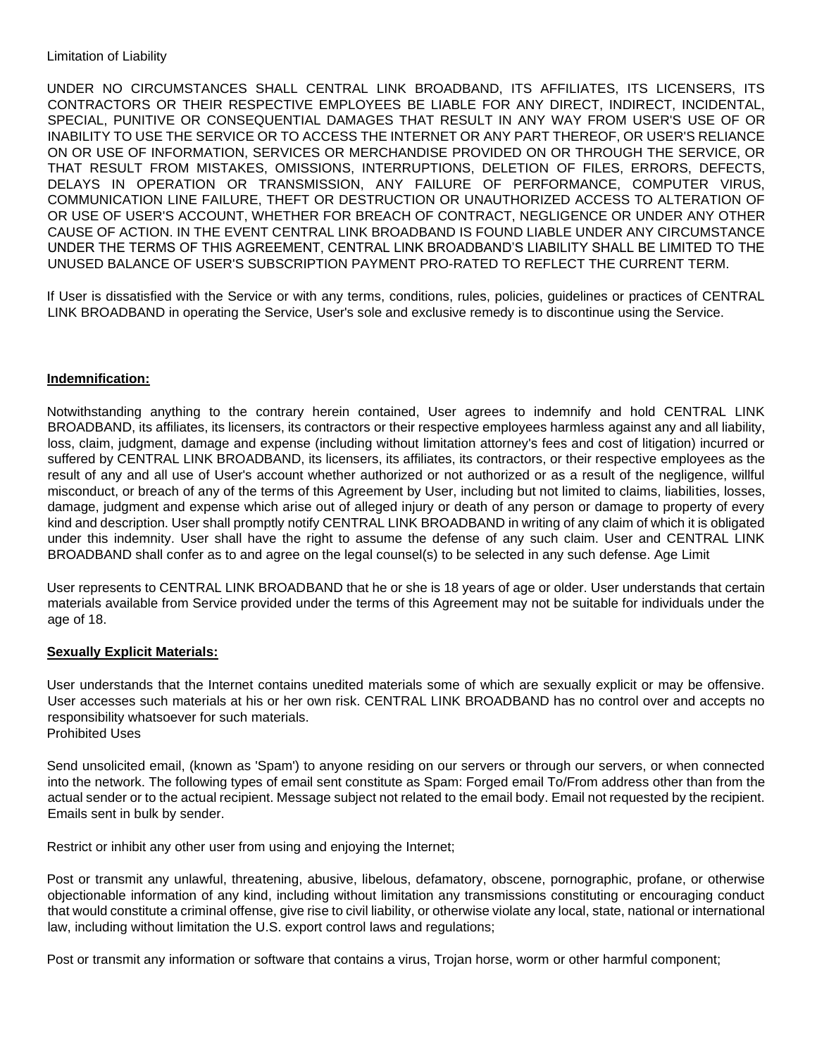Limitation of Liability

UNDER NO CIRCUMSTANCES SHALL CENTRAL LINK BROADBAND, ITS AFFILIATES, ITS LICENSERS, ITS CONTRACTORS OR THEIR RESPECTIVE EMPLOYEES BE LIABLE FOR ANY DIRECT, INDIRECT, INCIDENTAL, SPECIAL, PUNITIVE OR CONSEQUENTIAL DAMAGES THAT RESULT IN ANY WAY FROM USER'S USE OF OR INABILITY TO USE THE SERVICE OR TO ACCESS THE INTERNET OR ANY PART THEREOF, OR USER'S RELIANCE ON OR USE OF INFORMATION, SERVICES OR MERCHANDISE PROVIDED ON OR THROUGH THE SERVICE, OR THAT RESULT FROM MISTAKES, OMISSIONS, INTERRUPTIONS, DELETION OF FILES, ERRORS, DEFECTS, DELAYS IN OPERATION OR TRANSMISSION, ANY FAILURE OF PERFORMANCE, COMPUTER VIRUS, COMMUNICATION LINE FAILURE, THEFT OR DESTRUCTION OR UNAUTHORIZED ACCESS TO ALTERATION OF OR USE OF USER'S ACCOUNT, WHETHER FOR BREACH OF CONTRACT, NEGLIGENCE OR UNDER ANY OTHER CAUSE OF ACTION. IN THE EVENT CENTRAL LINK BROADBAND IS FOUND LIABLE UNDER ANY CIRCUMSTANCE UNDER THE TERMS OF THIS AGREEMENT, CENTRAL LINK BROADBAND'S LIABILITY SHALL BE LIMITED TO THE UNUSED BALANCE OF USER'S SUBSCRIPTION PAYMENT PRO-RATED TO REFLECT THE CURRENT TERM.

If User is dissatisfied with the Service or with any terms, conditions, rules, policies, guidelines or practices of CENTRAL LINK BROADBAND in operating the Service, User's sole and exclusive remedy is to discontinue using the Service.

**Indemnification:**

Notwithstanding anything to the contrary herein contained, User agrees to indemnify and hold CENTRAL LINK BROADBAND, its affiliates, its licensers, its contractors or their respective employees harmless against any and all liability, loss, claim, judgment, damage and expense (including without limitation attorney's fees and cost of litigation) incurred or suffered by CENTRAL LINK BROADBAND, its licensers, its affiliates, its contractors, or their respective employees as the result of any and all use of User's account whether authorized or not authorized or as a result of the negligence, willful misconduct, or breach of any of the terms of this Agreement by User, including but not limited to claims, liabilities, losses, damage, judgment and expense which arise out of alleged injury or death of any person or damage to property of every kind and description. User shall promptly notify CENTRAL LINK BROADBAND in writing of any claim of which it is obligated under this indemnity. User shall have the right to assume the defense of any such claim. User and CENTRAL LINK BROADBAND shall confer as to and agree on the legal counsel(s) to be selected in any such defense. Age Limit

User represents to CENTRAL LINK BROADBAND that he or she is 18 years of age or older. User understands that certain materials available from Service provided under the terms of this Agreement may not be suitable for individuals under the age of 18.

**Sexually Explicit Materials:**

User understands that the Internet contains unedited materials some of which are sexually explicit or may be offensive. User accesses such materials at his or her own risk. CENTRAL LINK BROADBAND has no control over and accepts no responsibility whatsoever for such materials.
Prohibited Uses

Send unsolicited email, (known as 'Spam') to anyone residing on our servers or through our servers, or when connected into the network. The following types of email sent constitute as Spam: Forged email To/From address other than from the actual sender or to the actual recipient. Message subject not related to the email body. Email not requested by the recipient. Emails sent in bulk by sender.

Restrict or inhibit any other user from using and enjoying the Internet;

Post or transmit any unlawful, threatening, abusive, libelous, defamatory, obscene, pornographic, profane, or otherwise objectionable information of any kind, including without limitation any transmissions constituting or encouraging conduct that would constitute a criminal offense, give rise to civil liability, or otherwise violate any local, state, national or international law, including without limitation the U.S. export control laws and regulations;

Post or transmit any information or software that contains a virus, Trojan horse, worm or other harmful component;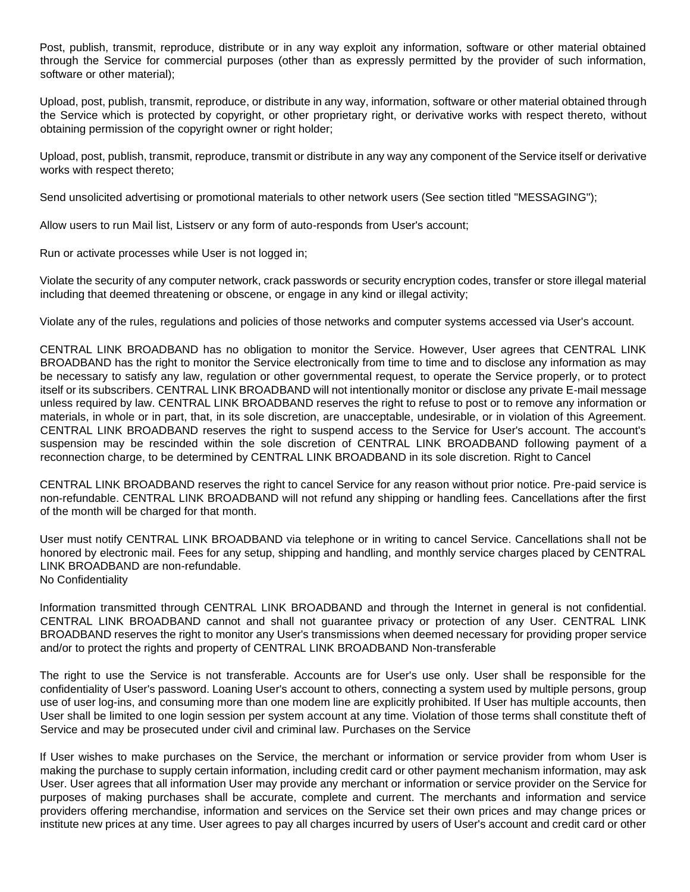Post, publish, transmit, reproduce, distribute or in any way exploit any information, software or other material obtained through the Service for commercial purposes (other than as expressly permitted by the provider of such information, software or other material);

Upload, post, publish, transmit, reproduce, or distribute in any way, information, software or other material obtained through the Service which is protected by copyright, or other proprietary right, or derivative works with respect thereto, without obtaining permission of the copyright owner or right holder;

Upload, post, publish, transmit, reproduce, transmit or distribute in any way any component of the Service itself or derivative works with respect thereto;

Send unsolicited advertising or promotional materials to other network users (See section titled "MESSAGING");

Allow users to run Mail list, Listserv or any form of auto-responds from User's account;

Run or activate processes while User is not logged in;

Violate the security of any computer network, crack passwords or security encryption codes, transfer or store illegal material including that deemed threatening or obscene, or engage in any kind or illegal activity;

Violate any of the rules, regulations and policies of those networks and computer systems accessed via User's account.

CENTRAL LINK BROADBAND has no obligation to monitor the Service. However, User agrees that CENTRAL LINK BROADBAND has the right to monitor the Service electronically from time to time and to disclose any information as may be necessary to satisfy any law, regulation or other governmental request, to operate the Service properly, or to protect itself or its subscribers. CENTRAL LINK BROADBAND will not intentionally monitor or disclose any private E-mail message unless required by law. CENTRAL LINK BROADBAND reserves the right to refuse to post or to remove any information or materials, in whole or in part, that, in its sole discretion, are unacceptable, undesirable, or in violation of this Agreement. CENTRAL LINK BROADBAND reserves the right to suspend access to the Service for User's account. The account's suspension may be rescinded within the sole discretion of CENTRAL LINK BROADBAND following payment of a reconnection charge, to be determined by CENTRAL LINK BROADBAND in its sole discretion. Right to Cancel

CENTRAL LINK BROADBAND reserves the right to cancel Service for any reason without prior notice. Pre-paid service is non-refundable. CENTRAL LINK BROADBAND will not refund any shipping or handling fees. Cancellations after the first of the month will be charged for that month.

User must notify CENTRAL LINK BROADBAND via telephone or in writing to cancel Service. Cancellations shall not be honored by electronic mail. Fees for any setup, shipping and handling, and monthly service charges placed by CENTRAL LINK BROADBAND are non-refundable.
No Confidentiality

Information transmitted through CENTRAL LINK BROADBAND and through the Internet in general is not confidential. CENTRAL LINK BROADBAND cannot and shall not guarantee privacy or protection of any User. CENTRAL LINK BROADBAND reserves the right to monitor any User's transmissions when deemed necessary for providing proper service and/or to protect the rights and property of CENTRAL LINK BROADBAND Non-transferable

The right to use the Service is not transferable. Accounts are for User's use only. User shall be responsible for the confidentiality of User's password. Loaning User's account to others, connecting a system used by multiple persons, group use of user log-ins, and consuming more than one modem line are explicitly prohibited. If User has multiple accounts, then User shall be limited to one login session per system account at any time. Violation of those terms shall constitute theft of Service and may be prosecuted under civil and criminal law. Purchases on the Service

If User wishes to make purchases on the Service, the merchant or information or service provider from whom User is making the purchase to supply certain information, including credit card or other payment mechanism information, may ask User. User agrees that all information User may provide any merchant or information or service provider on the Service for purposes of making purchases shall be accurate, complete and current. The merchants and information and service providers offering merchandise, information and services on the Service set their own prices and may change prices or institute new prices at any time. User agrees to pay all charges incurred by users of User's account and credit card or other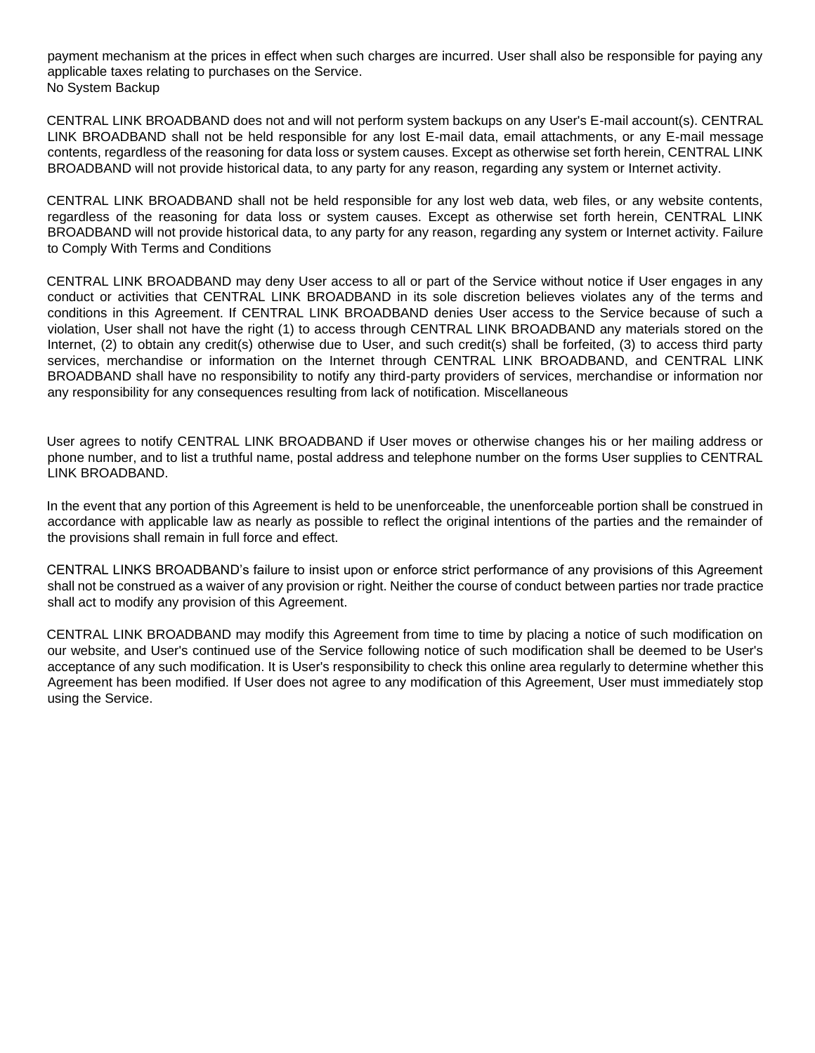payment mechanism at the prices in effect when such charges are incurred. User shall also be responsible for paying any applicable taxes relating to purchases on the Service.

## No System Backup

CENTRAL LINK BROADBAND does not and will not perform system backups on any User's E-mail account(s). CENTRAL LINK BROADBAND shall not be held responsible for any lost E-mail data, email attachments, or any E-mail message contents, regardless of the reasoning for data loss or system causes. Except as otherwise set forth herein, CENTRAL LINK BROADBAND will not provide historical data, to any party for any reason, regarding any system or Internet activity.

CENTRAL LINK BROADBAND shall not be held responsible for any lost web data, web files, or any website contents, regardless of the reasoning for data loss or system causes. Except as otherwise set forth herein, CENTRAL LINK BROADBAND will not provide historical data, to any party for any reason, regarding any system or Internet activity.

## Failure to Comply With Terms and Conditions

CENTRAL LINK BROADBAND may deny User access to all or part of the Service without notice if User engages in any conduct or activities that CENTRAL LINK BROADBAND in its sole discretion believes violates any of the terms and conditions in this Agreement. If CENTRAL LINK BROADBAND denies User access to the Service because of such a violation, User shall not have the right (1) to access through CENTRAL LINK BROADBAND any materials stored on the Internet, (2) to obtain any credit(s) otherwise due to User, and such credit(s) shall be forfeited, (3) to access third party services, merchandise or information on the Internet through CENTRAL LINK BROADBAND, and CENTRAL LINK BROADBAND shall have no responsibility to notify any third-party providers of services, merchandise or information nor any responsibility for any consequences resulting from lack of notification.

## Miscellaneous

User agrees to notify CENTRAL LINK BROADBAND if User moves or otherwise changes his or her mailing address or phone number, and to list a truthful name, postal address and telephone number on the forms User supplies to CENTRAL LINK BROADBAND.

In the event that any portion of this Agreement is held to be unenforceable, the unenforceable portion shall be construed in accordance with applicable law as nearly as possible to reflect the original intentions of the parties and the remainder of the provisions shall remain in full force and effect.

CENTRAL LINKS BROADBAND's failure to insist upon or enforce strict performance of any provisions of this Agreement shall not be construed as a waiver of any provision or right. Neither the course of conduct between parties nor trade practice shall act to modify any provision of this Agreement.

CENTRAL LINK BROADBAND may modify this Agreement from time to time by placing a notice of such modification on our website, and User's continued use of the Service following notice of such modification shall be deemed to be User's acceptance of any such modification. It is User's responsibility to check this online area regularly to determine whether this Agreement has been modified. If User does not agree to any modification of this Agreement, User must immediately stop using the Service.